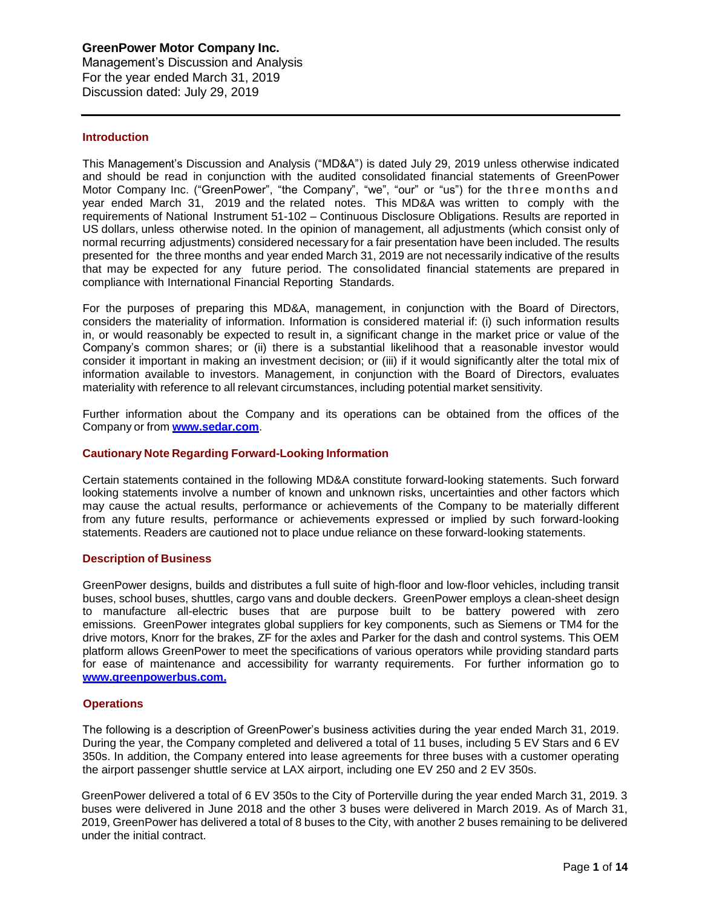# GreenPower Motor Company Inc.

Management's Discussion and Analysis
For the year ended March 31, 2019
Discussion dated: July 29, 2019

## Introduction

This Management's Discussion and Analysis ("MD&A") is dated July 29, 2019 unless otherwise indicated and should be read in conjunction with the audited consolidated financial statements of GreenPower Motor Company Inc. ("GreenPower", "the Company", "we", "our" or "us") for the three months and year ended March 31, 2019 and the related notes. This MD&A was written to comply with the requirements of National Instrument 51-102 – Continuous Disclosure Obligations. Results are reported in US dollars, unless otherwise noted. In the opinion of management, all adjustments (which consist only of normal recurring adjustments) considered necessary for a fair presentation have been included. The results presented for the three months and year ended March 31, 2019 are not necessarily indicative of the results that may be expected for any future period. The consolidated financial statements are prepared in compliance with International Financial Reporting Standards.

For the purposes of preparing this MD&A, management, in conjunction with the Board of Directors, considers the materiality of information. Information is considered material if: (i) such information results in, or would reasonably be expected to result in, a significant change in the market price or value of the Company's common shares; or (ii) there is a substantial likelihood that a reasonable investor would consider it important in making an investment decision; or (iii) if it would significantly alter the total mix of information available to investors. Management, in conjunction with the Board of Directors, evaluates materiality with reference to all relevant circumstances, including potential market sensitivity.

Further information about the Company and its operations can be obtained from the offices of the Company or from **www.sedar.com**.

## Cautionary Note Regarding Forward-Looking Information

Certain statements contained in the following MD&A constitute forward-looking statements. Such forward looking statements involve a number of known and unknown risks, uncertainties and other factors which may cause the actual results, performance or achievements of the Company to be materially different from any future results, performance or achievements expressed or implied by such forward-looking statements. Readers are cautioned not to place undue reliance on these forward-looking statements.

## Description of Business

GreenPower designs, builds and distributes a full suite of high-floor and low-floor vehicles, including transit buses, school buses, shuttles, cargo vans and double deckers. GreenPower employs a clean-sheet design to manufacture all-electric buses that are purpose built to be battery powered with zero emissions. GreenPower integrates global suppliers for key components, such as Siemens or TM4 for the drive motors, Knorr for the brakes, ZF for the axles and Parker for the dash and control systems. This OEM platform allows GreenPower to meet the specifications of various operators while providing standard parts for ease of maintenance and accessibility for warranty requirements. For further information go to **www.greenpowerbus.com.**

## Operations

The following is a description of GreenPower's business activities during the year ended March 31, 2019. During the year, the Company completed and delivered a total of 11 buses, including 5 EV Stars and 6 EV 350s. In addition, the Company entered into lease agreements for three buses with a customer operating the airport passenger shuttle service at LAX airport, including one EV 250 and 2 EV 350s.

GreenPower delivered a total of 6 EV 350s to the City of Porterville during the year ended March 31, 2019. 3 buses were delivered in June 2018 and the other 3 buses were delivered in March 2019. As of March 31, 2019, GreenPower has delivered a total of 8 buses to the City, with another 2 buses remaining to be delivered under the initial contract.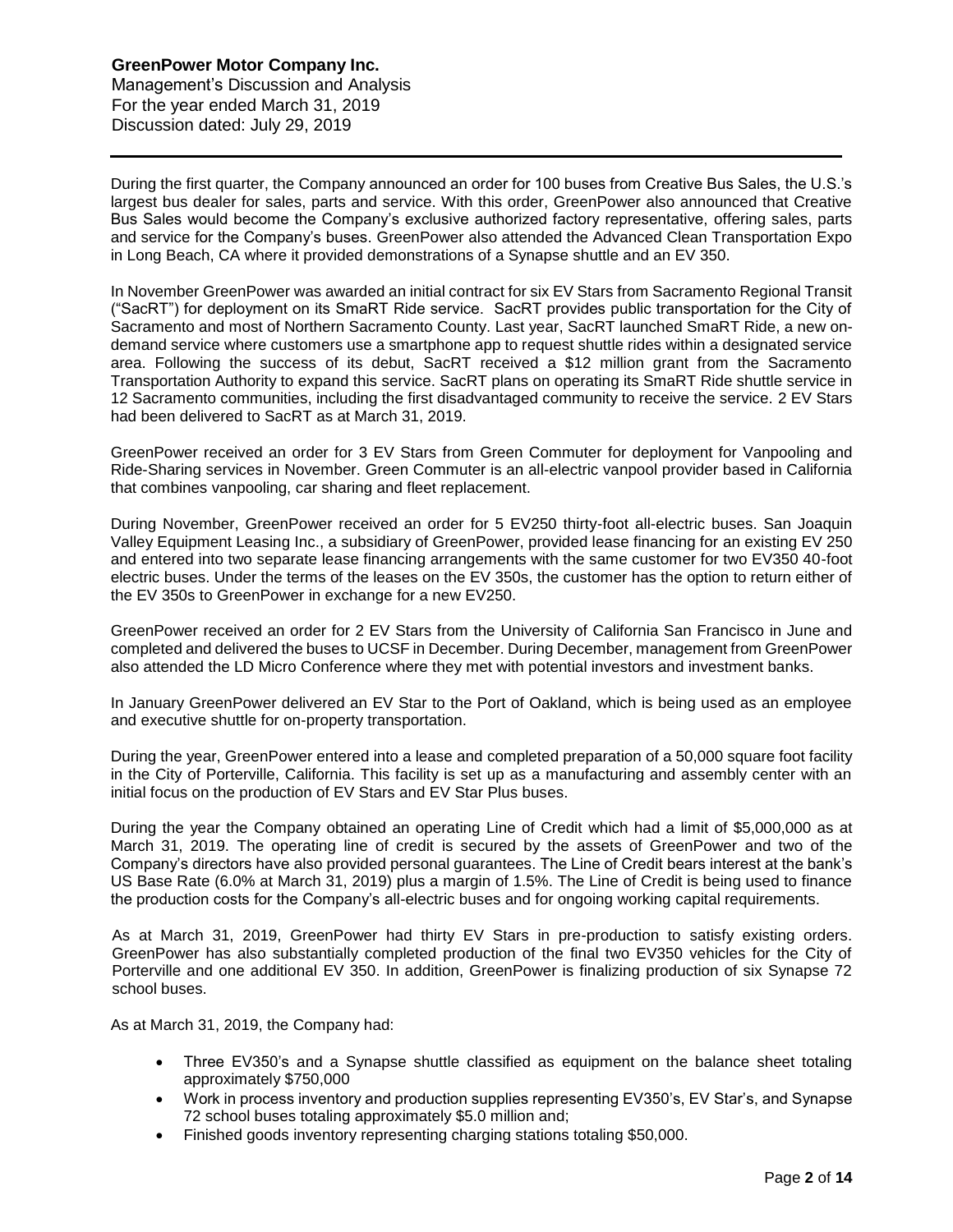During the first quarter, the Company announced an order for 100 buses from Creative Bus Sales, the U.S.'s largest bus dealer for sales, parts and service. With this order, GreenPower also announced that Creative Bus Sales would become the Company's exclusive authorized factory representative, offering sales, parts and service for the Company's buses. GreenPower also attended the Advanced Clean Transportation Expo in Long Beach, CA where it provided demonstrations of a Synapse shuttle and an EV 350.

In November GreenPower was awarded an initial contract for six EV Stars from Sacramento Regional Transit ("SacRT") for deployment on its SmaRT Ride service. SacRT provides public transportation for the City of Sacramento and most of Northern Sacramento County. Last year, SacRT launched SmaRT Ride, a new on-demand service where customers use a smartphone app to request shuttle rides within a designated service area. Following the success of its debut, SacRT received a $12 million grant from the Sacramento Transportation Authority to expand this service. SacRT plans on operating its SmaRT Ride shuttle service in 12 Sacramento communities, including the first disadvantaged community to receive the service. 2 EV Stars had been delivered to SacRT as at March 31, 2019.

GreenPower received an order for 3 EV Stars from Green Commuter for deployment for Vanpooling and Ride-Sharing services in November. Green Commuter is an all-electric vanpool provider based in California that combines vanpooling, car sharing and fleet replacement.

During November, GreenPower received an order for 5 EV250 thirty-foot all-electric buses. San Joaquin Valley Equipment Leasing Inc., a subsidiary of GreenPower, provided lease financing for an existing EV 250 and entered into two separate lease financing arrangements with the same customer for two EV350 40-foot electric buses. Under the terms of the leases on the EV 350s, the customer has the option to return either of the EV 350s to GreenPower in exchange for a new EV250.

GreenPower received an order for 2 EV Stars from the University of California San Francisco in June and completed and delivered the buses to UCSF in December. During December, management from GreenPower also attended the LD Micro Conference where they met with potential investors and investment banks.

In January GreenPower delivered an EV Star to the Port of Oakland, which is being used as an employee and executive shuttle for on-property transportation.

During the year, GreenPower entered into a lease and completed preparation of a 50,000 square foot facility in the City of Porterville, California. This facility is set up as a manufacturing and assembly center with an initial focus on the production of EV Stars and EV Star Plus buses.

During the year the Company obtained an operating Line of Credit which had a limit of $5,000,000 as at March 31, 2019. The operating line of credit is secured by the assets of GreenPower and two of the Company's directors have also provided personal guarantees. The Line of Credit bears interest at the bank's US Base Rate (6.0% at March 31, 2019) plus a margin of 1.5%. The Line of Credit is being used to finance the production costs for the Company's all-electric buses and for ongoing working capital requirements.

As at March 31, 2019, GreenPower had thirty EV Stars in pre-production to satisfy existing orders. GreenPower has also substantially completed production of the final two EV350 vehicles for the City of Porterville and one additional EV 350. In addition, GreenPower is finalizing production of six Synapse 72 school buses.

As at March 31, 2019, the Company had:

- Three EV350's and a Synapse shuttle classified as equipment on the balance sheet totaling approximately $750,000
- Work in process inventory and production supplies representing EV350's, EV Star's, and Synapse 72 school buses totaling approximately $5.0 million and;
- Finished goods inventory representing charging stations totaling $50,000.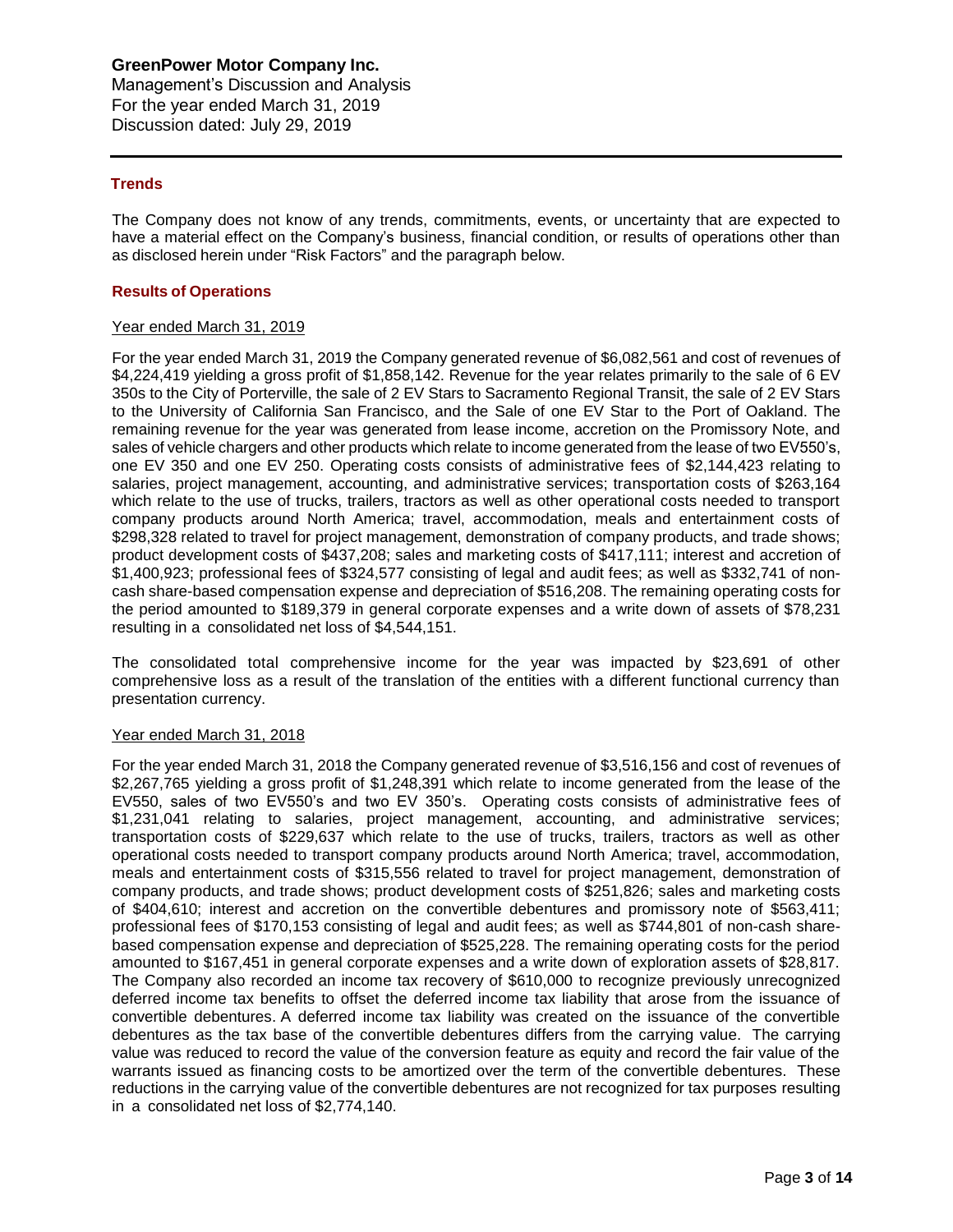## Trends

The Company does not know of any trends, commitments, events, or uncertainty that are expected to have a material effect on the Company's business, financial condition, or results of operations other than as disclosed herein under "Risk Factors" and the paragraph below.

## Results of Operations

### Year ended March 31, 2019

For the year ended March 31, 2019 the Company generated revenue of $6,082,561 and cost of revenues of $4,224,419 yielding a gross profit of $1,858,142. Revenue for the year relates primarily to the sale of 6 EV 350s to the City of Porterville, the sale of 2 EV Stars to Sacramento Regional Transit, the sale of 2 EV Stars to the University of California San Francisco, and the Sale of one EV Star to the Port of Oakland. The remaining revenue for the year was generated from lease income, accretion on the Promissory Note, and sales of vehicle chargers and other products which relate to income generated from the lease of two EV550's, one EV 350 and one EV 250. Operating costs consists of administrative fees of $2,144,423 relating to salaries, project management, accounting, and administrative services; transportation costs of $263,164 which relate to the use of trucks, trailers, tractors as well as other operational costs needed to transport company products around North America; travel, accommodation, meals and entertainment costs of $298,328 related to travel for project management, demonstration of company products, and trade shows; product development costs of $437,208; sales and marketing costs of $417,111; interest and accretion of $1,400,923; professional fees of $324,577 consisting of legal and audit fees; as well as $332,741 of non-cash share-based compensation expense and depreciation of $516,208. The remaining operating costs for the period amounted to $189,379 in general corporate expenses and a write down of assets of $78,231 resulting in a consolidated net loss of $4,544,151.

The consolidated total comprehensive income for the year was impacted by $23,691 of other comprehensive loss as a result of the translation of the entities with a different functional currency than presentation currency.

### Year ended March 31, 2018

For the year ended March 31, 2018 the Company generated revenue of $3,516,156 and cost of revenues of $2,267,765 yielding a gross profit of $1,248,391 which relate to income generated from the lease of the EV550, sales of two EV550's and two EV 350's. Operating costs consists of administrative fees of $1,231,041 relating to salaries, project management, accounting, and administrative services; transportation costs of $229,637 which relate to the use of trucks, trailers, tractors as well as other operational costs needed to transport company products around North America; travel, accommodation, meals and entertainment costs of $315,556 related to travel for project management, demonstration of company products, and trade shows; product development costs of $251,826; sales and marketing costs of $404,610; interest and accretion on the convertible debentures and promissory note of $563,411; professional fees of $170,153 consisting of legal and audit fees; as well as $744,801 of non-cash share-based compensation expense and depreciation of $525,228. The remaining operating costs for the period amounted to $167,451 in general corporate expenses and a write down of exploration assets of $28,817. The Company also recorded an income tax recovery of $610,000 to recognize previously unrecognized deferred income tax benefits to offset the deferred income tax liability that arose from the issuance of convertible debentures. A deferred income tax liability was created on the issuance of the convertible debentures as the tax base of the convertible debentures differs from the carrying value. The carrying value was reduced to record the value of the conversion feature as equity and record the fair value of the warrants issued as financing costs to be amortized over the term of the convertible debentures. These reductions in the carrying value of the convertible debentures are not recognized for tax purposes resulting in a consolidated net loss of $2,774,140.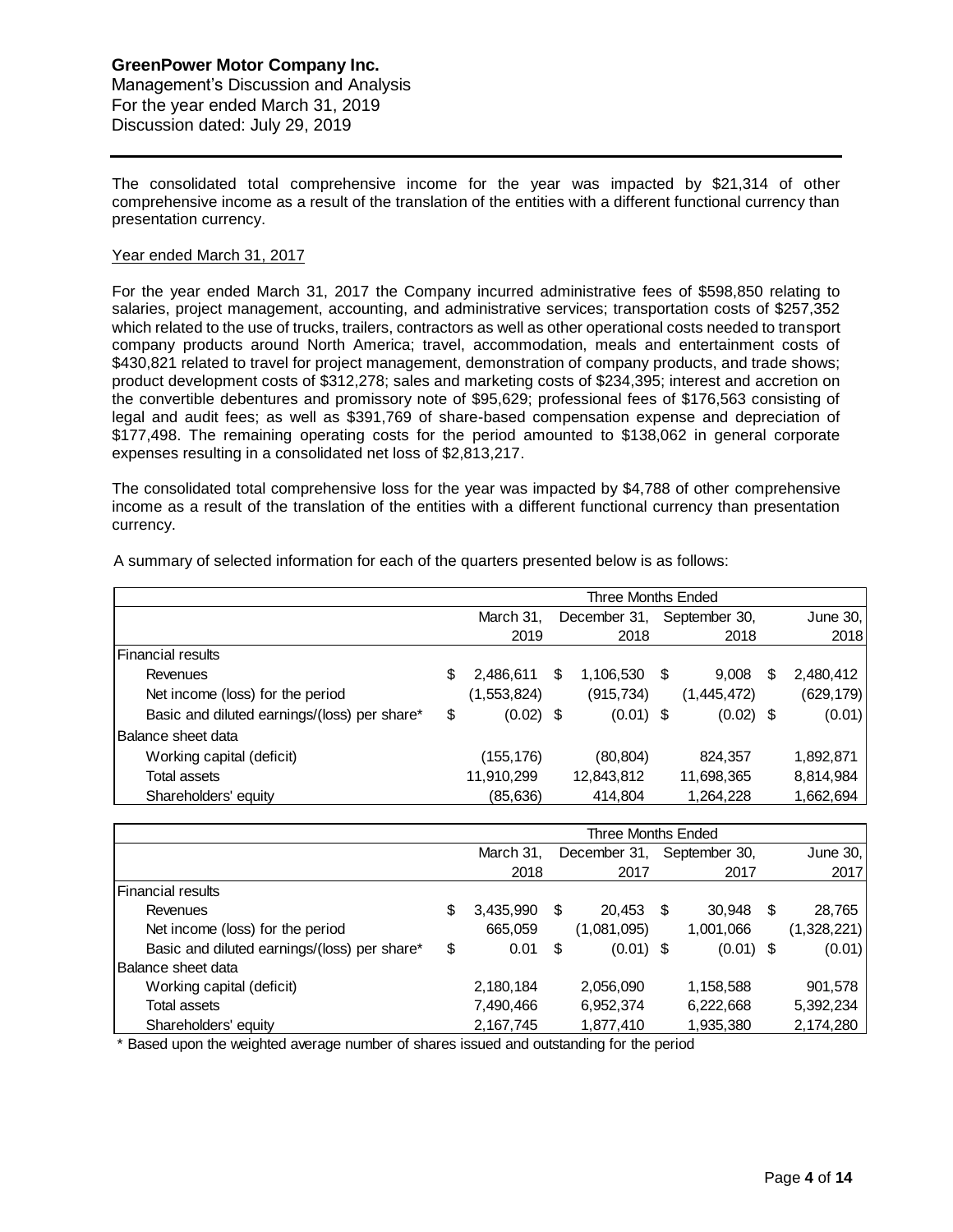The consolidated total comprehensive income for the year was impacted by $21,314 of other comprehensive income as a result of the translation of the entities with a different functional currency than presentation currency.

Year ended March 31, 2017

For the year ended March 31, 2017 the Company incurred administrative fees of $598,850 relating to salaries, project management, accounting, and administrative services; transportation costs of $257,352 which related to the use of trucks, trailers, contractors as well as other operational costs needed to transport company products around North America; travel, accommodation, meals and entertainment costs of $430,821 related to travel for project management, demonstration of company products, and trade shows; product development costs of $312,278; sales and marketing costs of $234,395; interest and accretion on the convertible debentures and promissory note of $95,629; professional fees of $176,563 consisting of legal and audit fees; as well as $391,769 of share-based compensation expense and depreciation of $177,498. The remaining operating costs for the period amounted to $138,062 in general corporate expenses resulting in a consolidated net loss of $2,813,217.

The consolidated total comprehensive loss for the year was impacted by $4,788 of other comprehensive income as a result of the translation of the entities with a different functional currency than presentation currency.

A summary of selected information for each of the quarters presented below is as follows:

| | Three Months Ended | | | |
|---|---|---|---|---|
| | March 31, 2019 | December 31, 2018 | September 30, 2018 | June 30, 2018 |
| **Financial results** | | | | |
| Revenues | $ 2,486,611 | $ 1,106,530 | $ 9,008 | $ 2,480,412 |
| Net income (loss) for the period | (1,553,824) | (915,734) | (1,445,472) | (629,179) |
| Basic and diluted earnings/(loss) per share* | $ (0.02) | $ (0.01) | $ (0.02) | $ (0.01) |
| **Balance sheet data** | | | | |
| Working capital (deficit) | (155,176) | (80,804) | 824,357 | 1,892,871 |
| Total assets | 11,910,299 | 12,843,812 | 11,698,365 | 8,814,984 |
| Shareholders' equity | (85,636) | 414,804 | 1,264,228 | 1,662,694 |

| | Three Months Ended | | | |
|---|---|---|---|---|
| | March 31, 2018 | December 31, 2017 | September 30, 2017 | June 30, 2017 |
| **Financial results** | | | | |
| Revenues | $ 3,435,990 | $ 20,453 | $ 30,948 | $ 28,765 |
| Net income (loss) for the period | 665,059 | (1,081,095) | 1,001,066 | (1,328,221) |
| Basic and diluted earnings/(loss) per share* | $ 0.01 | $ (0.01) | $ (0.01) | $ (0.01) |
| **Balance sheet data** | | | | |
| Working capital (deficit) | 2,180,184 | 2,056,090 | 1,158,588 | 901,578 |
| Total assets | 7,490,466 | 6,952,374 | 6,222,668 | 5,392,234 |
| Shareholders' equity | 2,167,745 | 1,877,410 | 1,935,380 | 2,174,280 |

\* Based upon the weighted average number of shares issued and outstanding for the period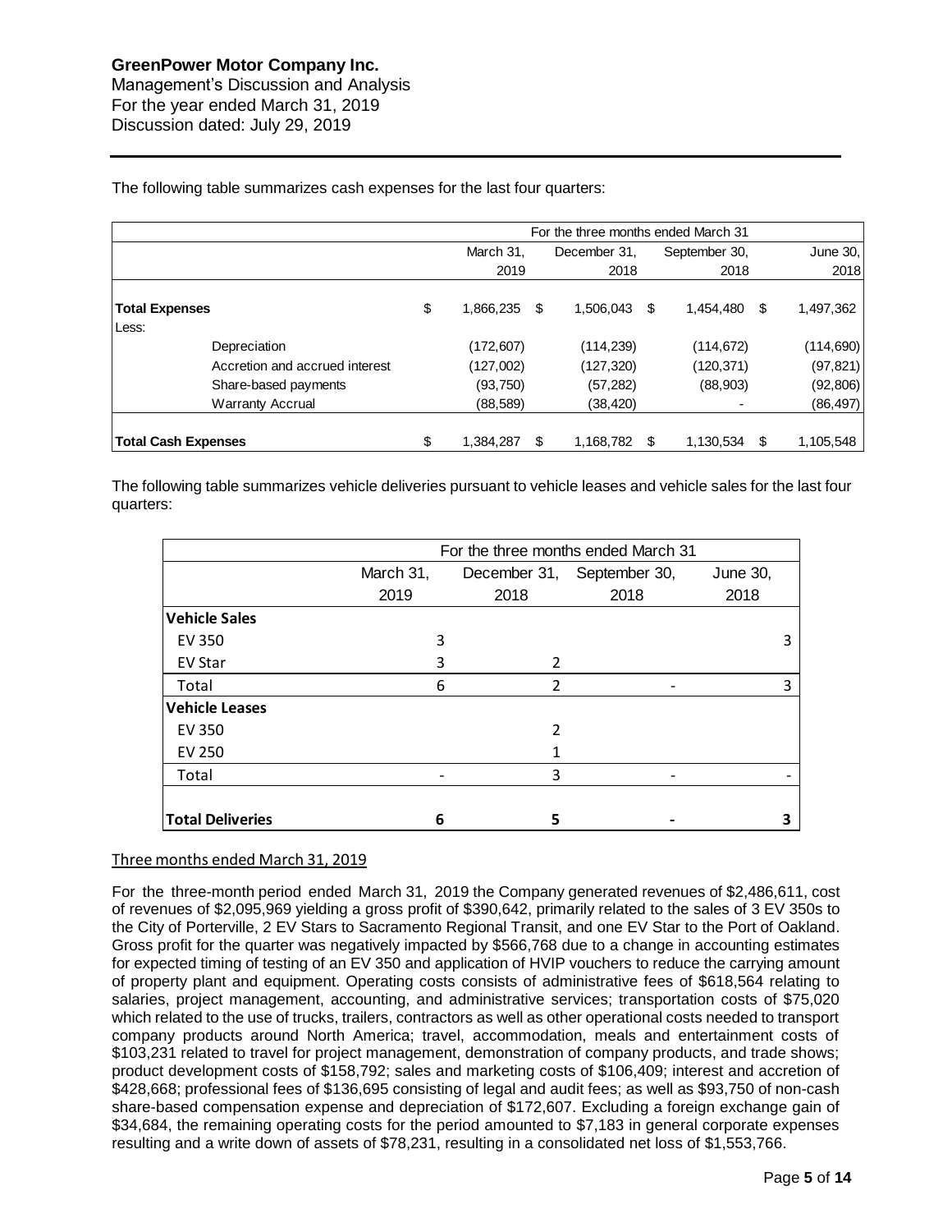The following table summarizes cash expenses for the last four quarters:

| | For the three months ended March 31 | | | |
|---|---|---|---|---|
| | March 31, 2019 | December 31, 2018 | September 30, 2018 | June 30, 2018 |
| **Total Expenses** | $ 1,866,235 | $ 1,506,043 | $ 1,454,480 | $ 1,497,362 |
| Less: | | | | |
| Depreciation | (172,607) | (114,239) | (114,672) | (114,690) |
| Accretion and accrued interest | (127,002) | (127,320) | (120,371) | (97,821) |
| Share-based payments | (93,750) | (57,282) | (88,903) | (92,806) |
| Warranty Accrual | (88,589) | (38,420) | - | (86,497) |
| **Total Cash Expenses** | $ 1,384,287 | $ 1,168,782 | $ 1,130,534 | $ 1,105,548 |

The following table summarizes vehicle deliveries pursuant to vehicle leases and vehicle sales for the last four quarters:

| | For the three months ended March 31 | | | |
|---|---|---|---|---|
| | March 31, 2019 | December 31, 2018 | September 30, 2018 | June 30, 2018 |
| **Vehicle Sales** | | | | |
| EV 350 | 3 | | | 3 |
| EV Star | 3 | 2 | | |
| Total | 6 | 2 | - | 3 |
| **Vehicle Leases** | | | | |
| EV 350 | | 2 | | |
| EV 250 | | 1 | | |
| Total | - | 3 | - | - |
| **Total Deliveries** | **6** | **5** | **-** | **3** |

Three months ended March 31, 2019

For the three-month period ended March 31, 2019 the Company generated revenues of $2,486,611, cost of revenues of $2,095,969 yielding a gross profit of $390,642, primarily related to the sales of 3 EV 350s to the City of Porterville, 2 EV Stars to Sacramento Regional Transit, and one EV Star to the Port of Oakland. Gross profit for the quarter was negatively impacted by $566,768 due to a change in accounting estimates for expected timing of testing of an EV 350 and application of HVIP vouchers to reduce the carrying amount of property plant and equipment. Operating costs consists of administrative fees of $618,564 relating to salaries, project management, accounting, and administrative services; transportation costs of $75,020 which related to the use of trucks, trailers, contractors as well as other operational costs needed to transport company products around North America; travel, accommodation, meals and entertainment costs of $103,231 related to travel for project management, demonstration of company products, and trade shows; product development costs of $158,792; sales and marketing costs of $106,409; interest and accretion of $428,668; professional fees of $136,695 consisting of legal and audit fees; as well as $93,750 of non-cash share-based compensation expense and depreciation of $172,607. Excluding a foreign exchange gain of $34,684, the remaining operating costs for the period amounted to $7,183 in general corporate expenses resulting and a write down of assets of $78,231, resulting in a consolidated net loss of $1,553,766.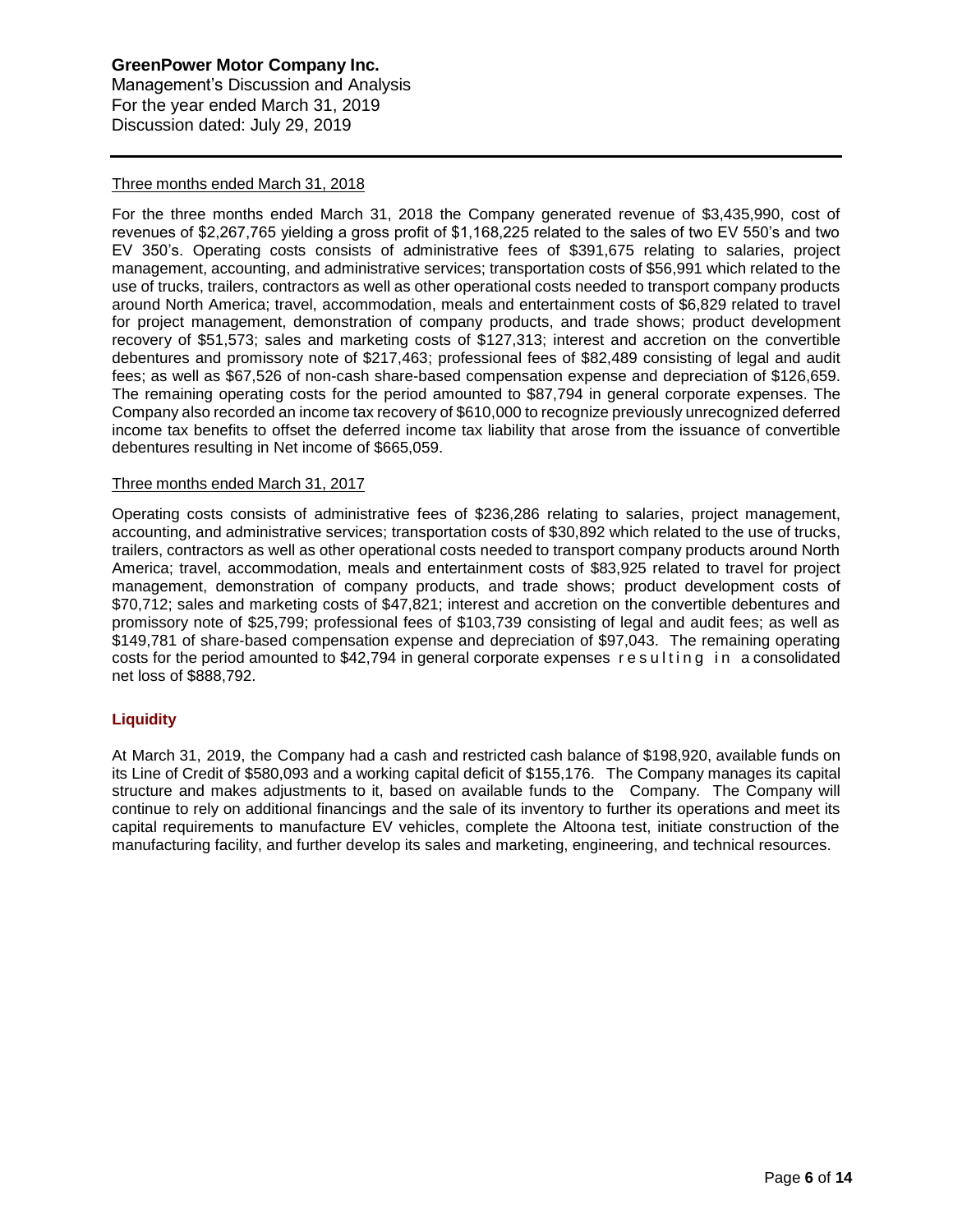Three months ended March 31, 2018

For the three months ended March 31, 2018 the Company generated revenue of $3,435,990, cost of revenues of $2,267,765 yielding a gross profit of $1,168,225 related to the sales of two EV 550's and two EV 350's. Operating costs consists of administrative fees of $391,675 relating to salaries, project management, accounting, and administrative services; transportation costs of $56,991 which related to the use of trucks, trailers, contractors as well as other operational costs needed to transport company products around North America; travel, accommodation, meals and entertainment costs of $6,829 related to travel for project management, demonstration of company products, and trade shows; product development recovery of $51,573; sales and marketing costs of $127,313; interest and accretion on the convertible debentures and promissory note of $217,463; professional fees of $82,489 consisting of legal and audit fees; as well as $67,526 of non-cash share-based compensation expense and depreciation of $126,659. The remaining operating costs for the period amounted to $87,794 in general corporate expenses. The Company also recorded an income tax recovery of $610,000 to recognize previously unrecognized deferred income tax benefits to offset the deferred income tax liability that arose from the issuance of convertible debentures resulting in Net income of $665,059.

Three months ended March 31, 2017

Operating costs consists of administrative fees of $236,286 relating to salaries, project management, accounting, and administrative services; transportation costs of $30,892 which related to the use of trucks, trailers, contractors as well as other operational costs needed to transport company products around North America; travel, accommodation, meals and entertainment costs of $83,925 related to travel for project management, demonstration of company products, and trade shows; product development costs of $70,712; sales and marketing costs of $47,821; interest and accretion on the convertible debentures and promissory note of $25,799; professional fees of $103,739 consisting of legal and audit fees; as well as $149,781 of share-based compensation expense and depreciation of $97,043. The remaining operating costs for the period amounted to $42,794 in general corporate expenses resulting in a consolidated net loss of $888,792.

## Liquidity

At March 31, 2019, the Company had a cash and restricted cash balance of $198,920, available funds on its Line of Credit of $580,093 and a working capital deficit of $155,176. The Company manages its capital structure and makes adjustments to it, based on available funds to the Company. The Company will continue to rely on additional financings and the sale of its inventory to further its operations and meet its capital requirements to manufacture EV vehicles, complete the Altoona test, initiate construction of the manufacturing facility, and further develop its sales and marketing, engineering, and technical resources.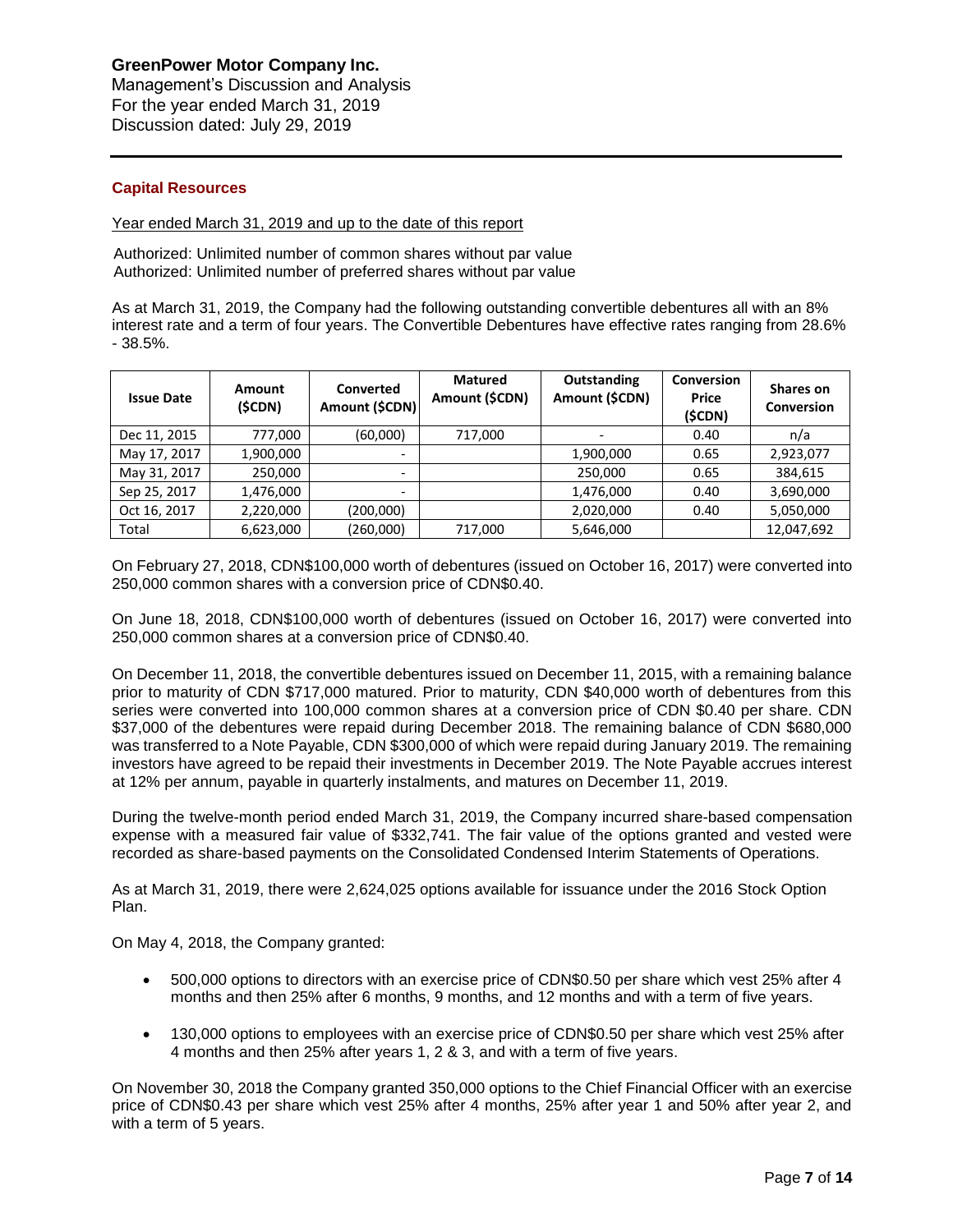## Capital Resources

Year ended March 31, 2019 and up to the date of this report

Authorized: Unlimited number of common shares without par value
Authorized: Unlimited number of preferred shares without par value

As at March 31, 2019, the Company had the following outstanding convertible debentures all with an 8% interest rate and a term of four years. The Convertible Debentures have effective rates ranging from 28.6% - 38.5%.

| Issue Date | Amount ($CDN) | Converted Amount ($CDN) | Matured Amount ($CDN) | Outstanding Amount ($CDN) | Conversion Price ($CDN) | Shares on Conversion |
|---|---|---|---|---|---|---|
| Dec 11, 2015 | 777,000 | (60,000) | 717,000 | - | 0.40 | n/a |
| May 17, 2017 | 1,900,000 | - | | 1,900,000 | 0.65 | 2,923,077 |
| May 31, 2017 | 250,000 | - | | 250,000 | 0.65 | 384,615 |
| Sep 25, 2017 | 1,476,000 | - | | 1,476,000 | 0.40 | 3,690,000 |
| Oct 16, 2017 | 2,220,000 | (200,000) | | 2,020,000 | 0.40 | 5,050,000 |
| Total | 6,623,000 | (260,000) | 717,000 | 5,646,000 | | 12,047,692 |

On February 27, 2018, CDN$100,000 worth of debentures (issued on October 16, 2017) were converted into 250,000 common shares with a conversion price of CDN$0.40.

On June 18, 2018, CDN$100,000 worth of debentures (issued on October 16, 2017) were converted into 250,000 common shares at a conversion price of CDN$0.40.

On December 11, 2018, the convertible debentures issued on December 11, 2015, with a remaining balance prior to maturity of CDN $717,000 matured. Prior to maturity, CDN $40,000 worth of debentures from this series were converted into 100,000 common shares at a conversion price of CDN $0.40 per share. CDN $37,000 of the debentures were repaid during December 2018. The remaining balance of CDN $680,000 was transferred to a Note Payable, CDN $300,000 of which were repaid during January 2019. The remaining investors have agreed to be repaid their investments in December 2019. The Note Payable accrues interest at 12% per annum, payable in quarterly instalments, and matures on December 11, 2019.

During the twelve-month period ended March 31, 2019, the Company incurred share-based compensation expense with a measured fair value of $332,741. The fair value of the options granted and vested were recorded as share-based payments on the Consolidated Condensed Interim Statements of Operations.

As at March 31, 2019, there were 2,624,025 options available for issuance under the 2016 Stock Option Plan.

On May 4, 2018, the Company granted:

- 500,000 options to directors with an exercise price of CDN$0.50 per share which vest 25% after 4 months and then 25% after 6 months, 9 months, and 12 months and with a term of five years.
- 130,000 options to employees with an exercise price of CDN$0.50 per share which vest 25% after 4 months and then 25% after years 1, 2 & 3, and with a term of five years.

On November 30, 2018 the Company granted 350,000 options to the Chief Financial Officer with an exercise price of CDN$0.43 per share which vest 25% after 4 months, 25% after year 1 and 50% after year 2, and with a term of 5 years.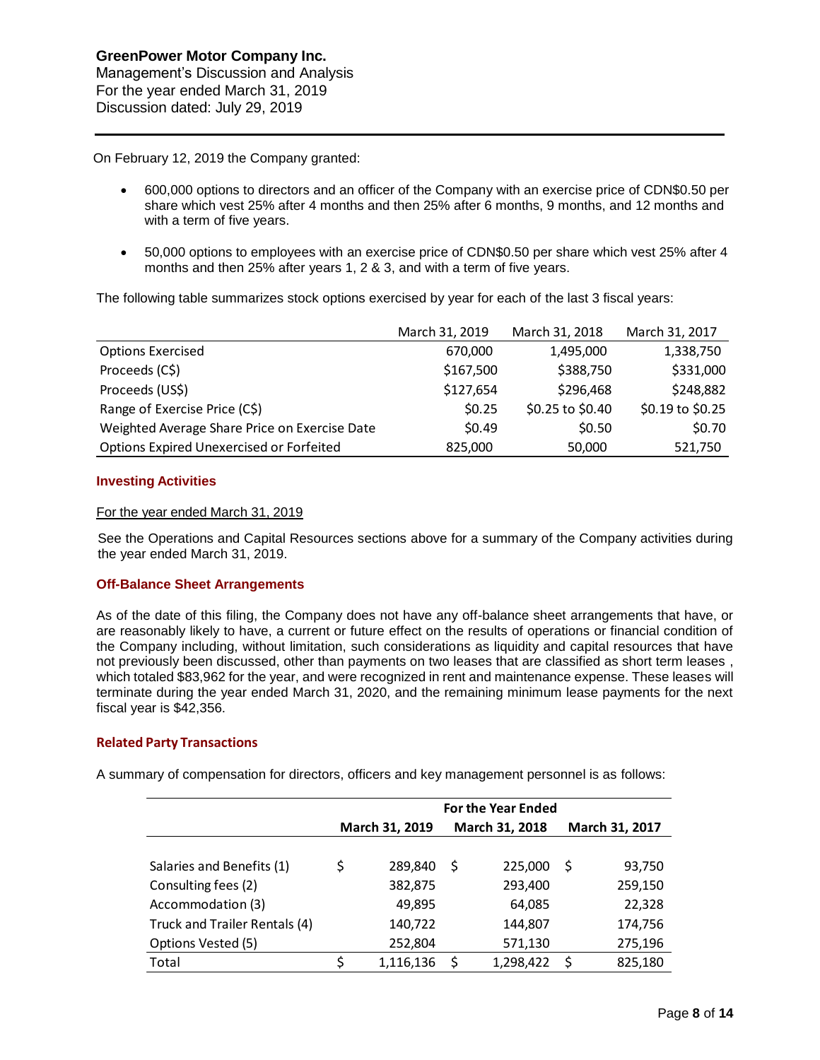On February 12, 2019 the Company granted:

- 600,000 options to directors and an officer of the Company with an exercise price of CDN$0.50 per share which vest 25% after 4 months and then 25% after 6 months, 9 months, and 12 months and with a term of five years.
- 50,000 options to employees with an exercise price of CDN$0.50 per share which vest 25% after 4 months and then 25% after years 1, 2 & 3, and with a term of five years.

The following table summarizes stock options exercised by year for each of the last 3 fiscal years:

| | March 31, 2019 | March 31, 2018 | March 31, 2017 |
|---|---|---|---|
| Options Exercised | 670,000 | 1,495,000 | 1,338,750 |
| Proceeds (C$) | $167,500 | $388,750 | $331,000 |
| Proceeds (US$) | $127,654 | $296,468 | $248,882 |
| Range of Exercise Price (C$) | $0.25 | $0.25 to $0.40 | $0.19 to $0.25 |
| Weighted Average Share Price on Exercise Date | $0.49 | $0.50 | $0.70 |
| Options Expired Unexercised or Forfeited | 825,000 | 50,000 | 521,750 |

### Investing Activities

For the year ended March 31, 2019

See the Operations and Capital Resources sections above for a summary of the Company activities during the year ended March 31, 2019.

### Off-Balance Sheet Arrangements

As of the date of this filing, the Company does not have any off-balance sheet arrangements that have, or are reasonably likely to have, a current or future effect on the results of operations or financial condition of the Company including, without limitation, such considerations as liquidity and capital resources that have not previously been discussed, other than payments on two leases that are classified as short term leases , which totaled $83,962 for the year, and were recognized in rent and maintenance expense. These leases will terminate during the year ended March 31, 2020, and the remaining minimum lease payments for the next fiscal year is $42,356.

### Related Party Transactions

A summary of compensation for directors, officers and key management personnel is as follows:

| | For the Year Ended | | |
|---|---|---|---|
| | March 31, 2019 | March 31, 2018 | March 31, 2017 |
| Salaries and Benefits (1) | $ 289,840 | $ 225,000 | $ 93,750 |
| Consulting fees (2) | 382,875 | 293,400 | 259,150 |
| Accommodation (3) | 49,895 | 64,085 | 22,328 |
| Truck and Trailer Rentals (4) | 140,722 | 144,807 | 174,756 |
| Options Vested (5) | 252,804 | 571,130 | 275,196 |
| Total | $ 1,116,136 | $ 1,298,422 | $ 825,180 |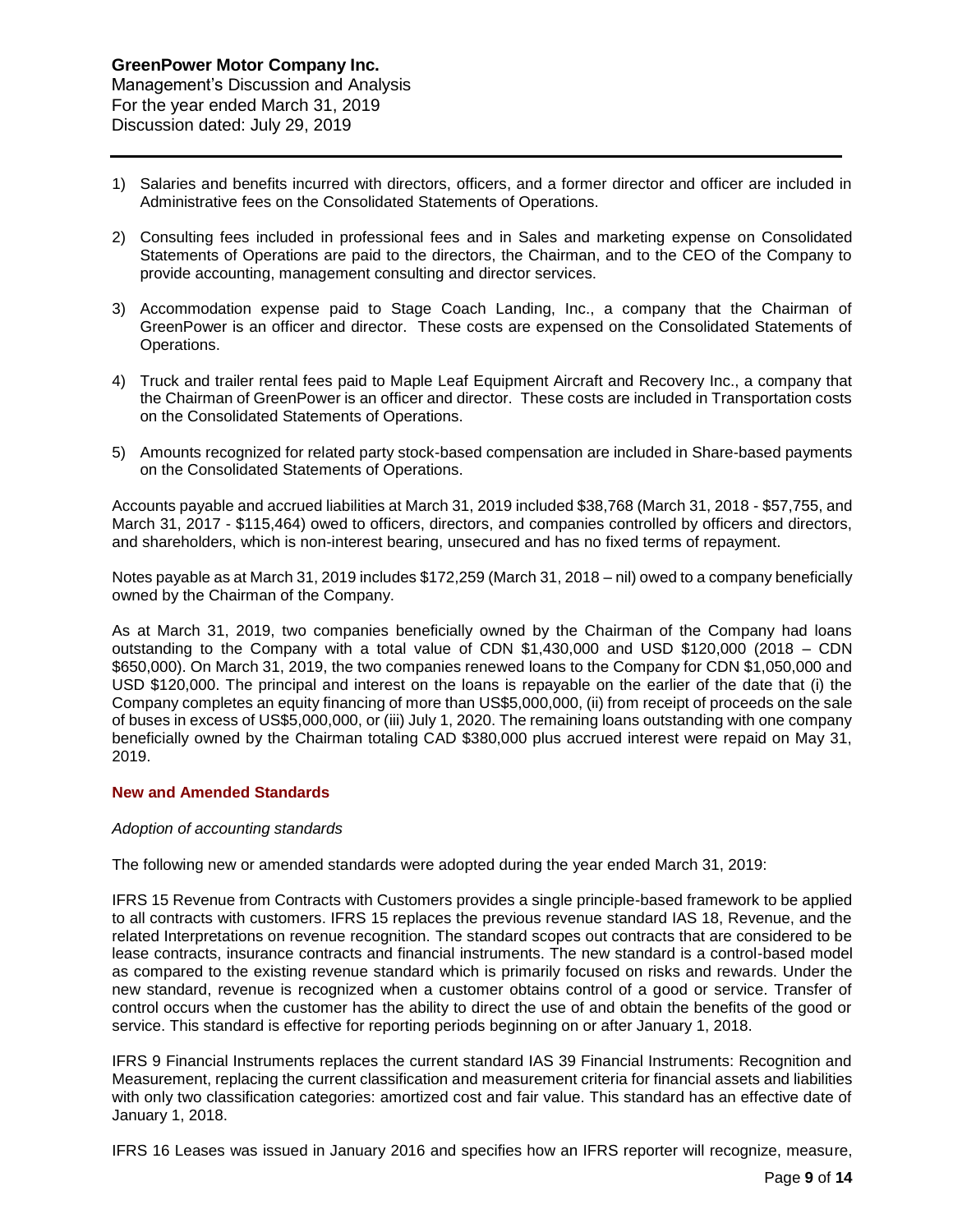1) Salaries and benefits incurred with directors, officers, and a former director and officer are included in Administrative fees on the Consolidated Statements of Operations.

2) Consulting fees included in professional fees and in Sales and marketing expense on Consolidated Statements of Operations are paid to the directors, the Chairman, and to the CEO of the Company to provide accounting, management consulting and director services.

3) Accommodation expense paid to Stage Coach Landing, Inc., a company that the Chairman of GreenPower is an officer and director. These costs are expensed on the Consolidated Statements of Operations.

4) Truck and trailer rental fees paid to Maple Leaf Equipment Aircraft and Recovery Inc., a company that the Chairman of GreenPower is an officer and director. These costs are included in Transportation costs on the Consolidated Statements of Operations.

5) Amounts recognized for related party stock-based compensation are included in Share-based payments on the Consolidated Statements of Operations.

Accounts payable and accrued liabilities at March 31, 2019 included $38,768 (March 31, 2018 - $57,755, and March 31, 2017 - $115,464) owed to officers, directors, and companies controlled by officers and directors, and shareholders, which is non-interest bearing, unsecured and has no fixed terms of repayment.

Notes payable as at March 31, 2019 includes $172,259 (March 31, 2018 – nil) owed to a company beneficially owned by the Chairman of the Company.

As at March 31, 2019, two companies beneficially owned by the Chairman of the Company had loans outstanding to the Company with a total value of CDN $1,430,000 and USD $120,000 (2018 – CDN $650,000). On March 31, 2019, the two companies renewed loans to the Company for CDN $1,050,000 and USD $120,000. The principal and interest on the loans is repayable on the earlier of the date that (i) the Company completes an equity financing of more than US$5,000,000, (ii) from receipt of proceeds on the sale of buses in excess of US$5,000,000, or (iii) July 1, 2020. The remaining loans outstanding with one company beneficially owned by the Chairman totaling CAD $380,000 plus accrued interest were repaid on May 31, 2019.

## New and Amended Standards

*Adoption of accounting standards*

The following new or amended standards were adopted during the year ended March 31, 2019:

IFRS 15 Revenue from Contracts with Customers provides a single principle-based framework to be applied to all contracts with customers. IFRS 15 replaces the previous revenue standard IAS 18, Revenue, and the related Interpretations on revenue recognition. The standard scopes out contracts that are considered to be lease contracts, insurance contracts and financial instruments. The new standard is a control-based model as compared to the existing revenue standard which is primarily focused on risks and rewards. Under the new standard, revenue is recognized when a customer obtains control of a good or service. Transfer of control occurs when the customer has the ability to direct the use of and obtain the benefits of the good or service. This standard is effective for reporting periods beginning on or after January 1, 2018.

IFRS 9 Financial Instruments replaces the current standard IAS 39 Financial Instruments: Recognition and Measurement, replacing the current classification and measurement criteria for financial assets and liabilities with only two classification categories: amortized cost and fair value. This standard has an effective date of January 1, 2018.

IFRS 16 Leases was issued in January 2016 and specifies how an IFRS reporter will recognize, measure,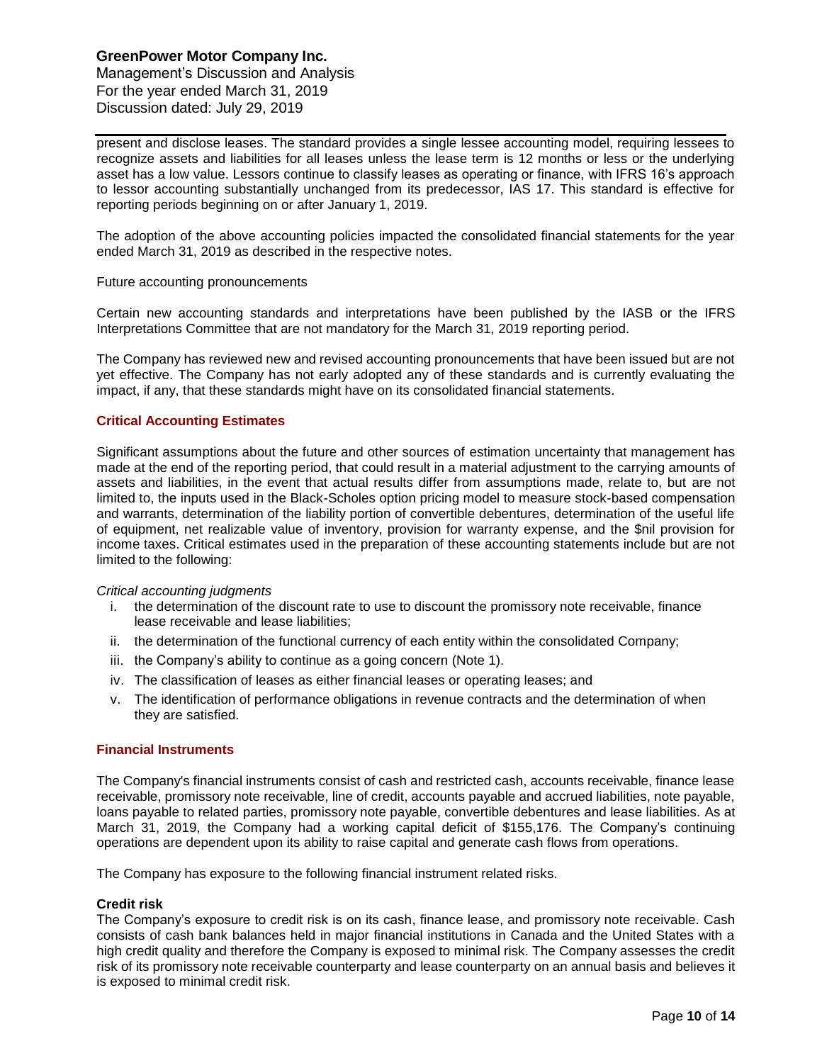present and disclose leases. The standard provides a single lessee accounting model, requiring lessees to recognize assets and liabilities for all leases unless the lease term is 12 months or less or the underlying asset has a low value. Lessors continue to classify leases as operating or finance, with IFRS 16's approach to lessor accounting substantially unchanged from its predecessor, IAS 17. This standard is effective for reporting periods beginning on or after January 1, 2019.

The adoption of the above accounting policies impacted the consolidated financial statements for the year ended March 31, 2019 as described in the respective notes.

Future accounting pronouncements

Certain new accounting standards and interpretations have been published by the IASB or the IFRS Interpretations Committee that are not mandatory for the March 31, 2019 reporting period.

The Company has reviewed new and revised accounting pronouncements that have been issued but are not yet effective. The Company has not early adopted any of these standards and is currently evaluating the impact, if any, that these standards might have on its consolidated financial statements.

## Critical Accounting Estimates

Significant assumptions about the future and other sources of estimation uncertainty that management has made at the end of the reporting period, that could result in a material adjustment to the carrying amounts of assets and liabilities, in the event that actual results differ from assumptions made, relate to, but are not limited to, the inputs used in the Black-Scholes option pricing model to measure stock-based compensation and warrants, determination of the liability portion of convertible debentures, determination of the useful life of equipment, net realizable value of inventory, provision for warranty expense, and the $nil provision for income taxes. Critical estimates used in the preparation of these accounting statements include but are not limited to the following:

*Critical accounting judgments*

i. the determination of the discount rate to use to discount the promissory note receivable, finance lease receivable and lease liabilities;
ii. the determination of the functional currency of each entity within the consolidated Company;
iii. the Company's ability to continue as a going concern (Note 1).
iv. The classification of leases as either financial leases or operating leases; and
v. The identification of performance obligations in revenue contracts and the determination of when they are satisfied.

## Financial Instruments

The Company's financial instruments consist of cash and restricted cash, accounts receivable, finance lease receivable, promissory note receivable, line of credit, accounts payable and accrued liabilities, note payable, loans payable to related parties, promissory note payable, convertible debentures and lease liabilities. As at March 31, 2019, the Company had a working capital deficit of $155,176. The Company's continuing operations are dependent upon its ability to raise capital and generate cash flows from operations.

The Company has exposure to the following financial instrument related risks.

**Credit risk**

The Company's exposure to credit risk is on its cash, finance lease, and promissory note receivable. Cash consists of cash bank balances held in major financial institutions in Canada and the United States with a high credit quality and therefore the Company is exposed to minimal risk. The Company assesses the credit risk of its promissory note receivable counterparty and lease counterparty on an annual basis and believes it is exposed to minimal credit risk.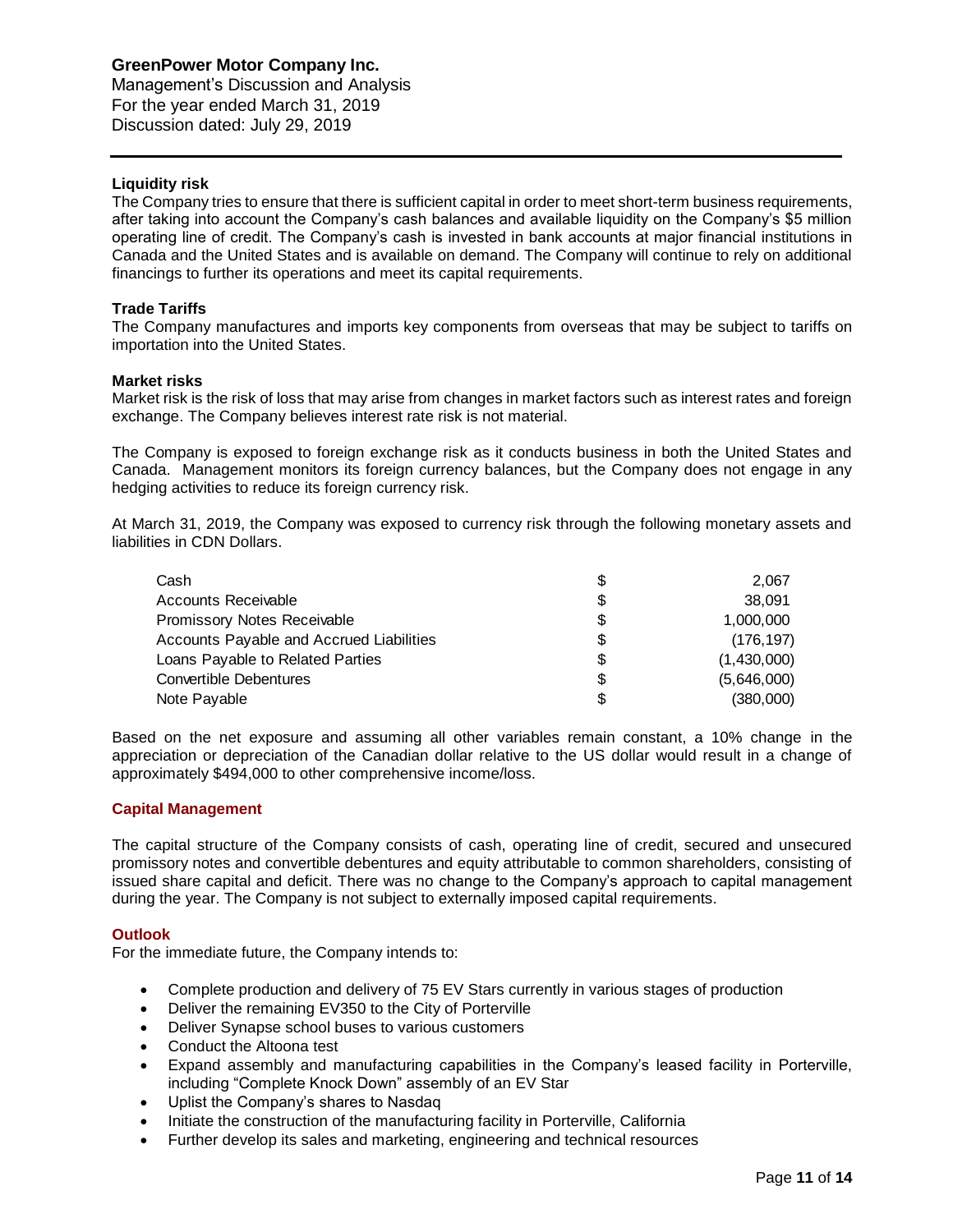### Liquidity risk

The Company tries to ensure that there is sufficient capital in order to meet short-term business requirements, after taking into account the Company's cash balances and available liquidity on the Company's $5 million operating line of credit. The Company's cash is invested in bank accounts at major financial institutions in Canada and the United States and is available on demand. The Company will continue to rely on additional financings to further its operations and meet its capital requirements.

### Trade Tariffs

The Company manufactures and imports key components from overseas that may be subject to tariffs on importation into the United States.

### Market risks

Market risk is the risk of loss that may arise from changes in market factors such as interest rates and foreign exchange. The Company believes interest rate risk is not material.

The Company is exposed to foreign exchange risk as it conducts business in both the United States and Canada. Management monitors its foreign currency balances, but the Company does not engage in any hedging activities to reduce its foreign currency risk.

At March 31, 2019, the Company was exposed to currency risk through the following monetary assets and liabilities in CDN Dollars.

| | | |
|---|---|---|
| Cash | $ | 2,067 |
| Accounts Receivable | $ | 38,091 |
| Promissory Notes Receivable | $ | 1,000,000 |
| Accounts Payable and Accrued Liabilities | $ | (176,197) |
| Loans Payable to Related Parties | $ | (1,430,000) |
| Convertible Debentures | $ | (5,646,000) |
| Note Payable | $ | (380,000) |

Based on the net exposure and assuming all other variables remain constant, a 10% change in the appreciation or depreciation of the Canadian dollar relative to the US dollar would result in a change of approximately $494,000 to other comprehensive income/loss.

## Capital Management

The capital structure of the Company consists of cash, operating line of credit, secured and unsecured promissory notes and convertible debentures and equity attributable to common shareholders, consisting of issued share capital and deficit. There was no change to the Company's approach to capital management during the year. The Company is not subject to externally imposed capital requirements.

## Outlook

For the immediate future, the Company intends to:

- Complete production and delivery of 75 EV Stars currently in various stages of production
- Deliver the remaining EV350 to the City of Porterville
- Deliver Synapse school buses to various customers
- Conduct the Altoona test
- Expand assembly and manufacturing capabilities in the Company's leased facility in Porterville, including "Complete Knock Down" assembly of an EV Star
- Uplist the Company's shares to Nasdaq
- Initiate the construction of the manufacturing facility in Porterville, California
- Further develop its sales and marketing, engineering and technical resources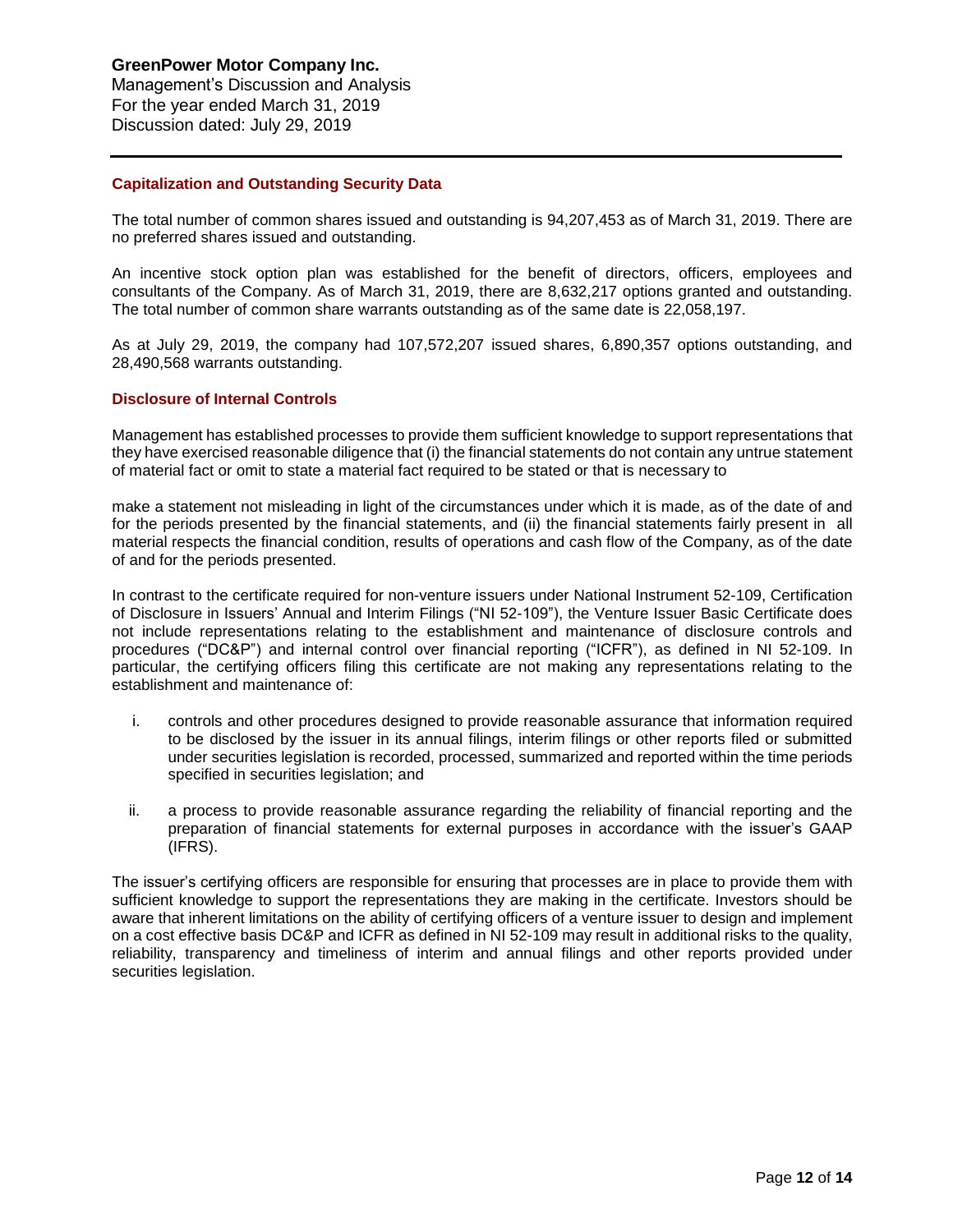## Capitalization and Outstanding Security Data

The total number of common shares issued and outstanding is 94,207,453 as of March 31, 2019. There are no preferred shares issued and outstanding.

An incentive stock option plan was established for the benefit of directors, officers, employees and consultants of the Company. As of March 31, 2019, there are 8,632,217 options granted and outstanding. The total number of common share warrants outstanding as of the same date is 22,058,197.

As at July 29, 2019, the company had 107,572,207 issued shares, 6,890,357 options outstanding, and 28,490,568 warrants outstanding.

## Disclosure of Internal Controls

Management has established processes to provide them sufficient knowledge to support representations that they have exercised reasonable diligence that (i) the financial statements do not contain any untrue statement of material fact or omit to state a material fact required to be stated or that is necessary to make a statement not misleading in light of the circumstances under which it is made, as of the date of and for the periods presented by the financial statements, and (ii) the financial statements fairly present in all material respects the financial condition, results of operations and cash flow of the Company, as of the date of and for the periods presented.

In contrast to the certificate required for non-venture issuers under National Instrument 52-109, Certification of Disclosure in Issuers' Annual and Interim Filings ("NI 52-109"), the Venture Issuer Basic Certificate does not include representations relating to the establishment and maintenance of disclosure controls and procedures ("DC&P") and internal control over financial reporting ("ICFR"), as defined in NI 52-109. In particular, the certifying officers filing this certificate are not making any representations relating to the establishment and maintenance of:

i. controls and other procedures designed to provide reasonable assurance that information required to be disclosed by the issuer in its annual filings, interim filings or other reports filed or submitted under securities legislation is recorded, processed, summarized and reported within the time periods specified in securities legislation; and

ii. a process to provide reasonable assurance regarding the reliability of financial reporting and the preparation of financial statements for external purposes in accordance with the issuer's GAAP (IFRS).

The issuer's certifying officers are responsible for ensuring that processes are in place to provide them with sufficient knowledge to support the representations they are making in the certificate. Investors should be aware that inherent limitations on the ability of certifying officers of a venture issuer to design and implement on a cost effective basis DC&P and ICFR as defined in NI 52-109 may result in additional risks to the quality, reliability, transparency and timeliness of interim and annual filings and other reports provided under securities legislation.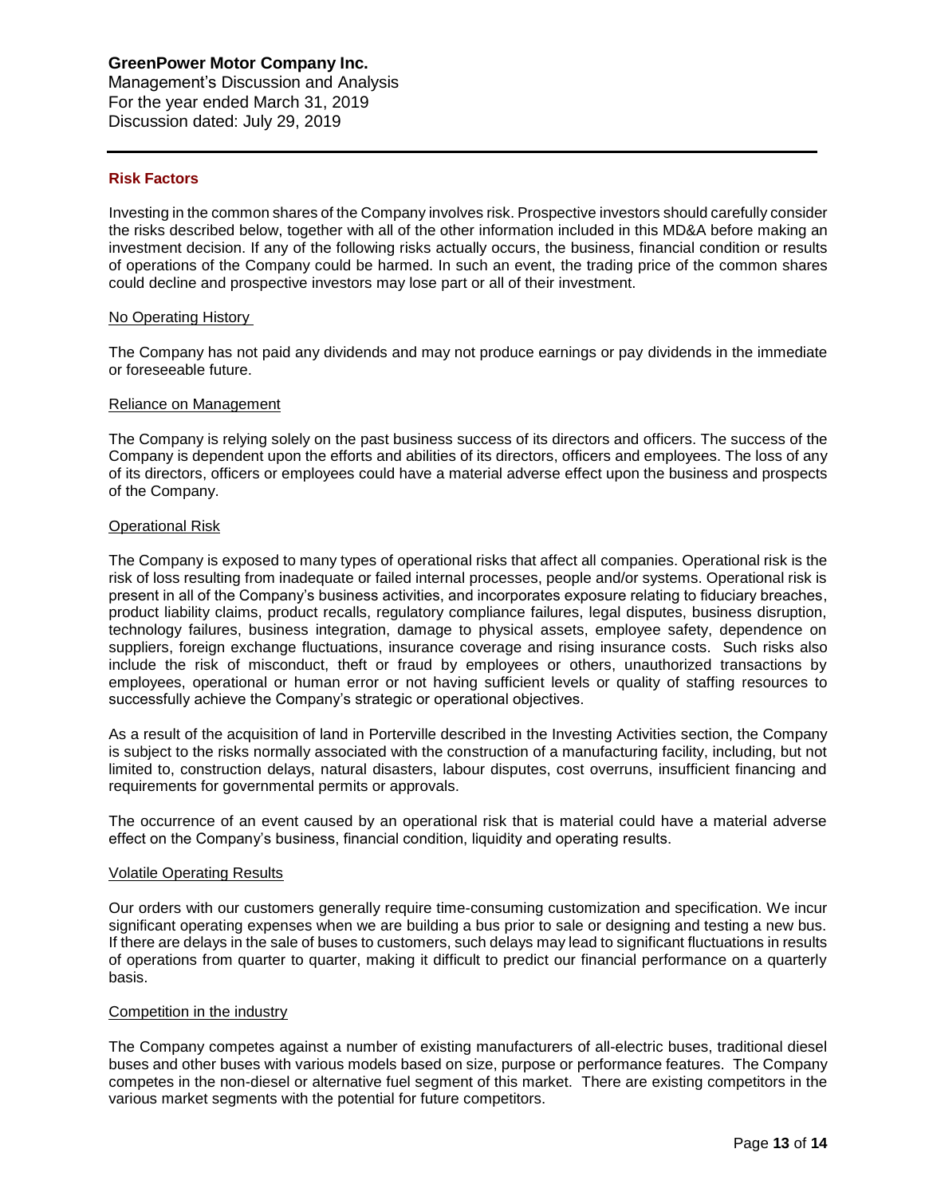## Risk Factors

Investing in the common shares of the Company involves risk. Prospective investors should carefully consider the risks described below, together with all of the other information included in this MD&A before making an investment decision. If any of the following risks actually occurs, the business, financial condition or results of operations of the Company could be harmed. In such an event, the trading price of the common shares could decline and prospective investors may lose part or all of their investment.

### No Operating History

The Company has not paid any dividends and may not produce earnings or pay dividends in the immediate or foreseeable future.

### Reliance on Management

The Company is relying solely on the past business success of its directors and officers. The success of the Company is dependent upon the efforts and abilities of its directors, officers and employees. The loss of any of its directors, officers or employees could have a material adverse effect upon the business and prospects of the Company.

### Operational Risk

The Company is exposed to many types of operational risks that affect all companies. Operational risk is the risk of loss resulting from inadequate or failed internal processes, people and/or systems. Operational risk is present in all of the Company's business activities, and incorporates exposure relating to fiduciary breaches, product liability claims, product recalls, regulatory compliance failures, legal disputes, business disruption, technology failures, business integration, damage to physical assets, employee safety, dependence on suppliers, foreign exchange fluctuations, insurance coverage and rising insurance costs. Such risks also include the risk of misconduct, theft or fraud by employees or others, unauthorized transactions by employees, operational or human error or not having sufficient levels or quality of staffing resources to successfully achieve the Company's strategic or operational objectives.

As a result of the acquisition of land in Porterville described in the Investing Activities section, the Company is subject to the risks normally associated with the construction of a manufacturing facility, including, but not limited to, construction delays, natural disasters, labour disputes, cost overruns, insufficient financing and requirements for governmental permits or approvals.

The occurrence of an event caused by an operational risk that is material could have a material adverse effect on the Company's business, financial condition, liquidity and operating results.

### Volatile Operating Results

Our orders with our customers generally require time-consuming customization and specification. We incur significant operating expenses when we are building a bus prior to sale or designing and testing a new bus. If there are delays in the sale of buses to customers, such delays may lead to significant fluctuations in results of operations from quarter to quarter, making it difficult to predict our financial performance on a quarterly basis.

### Competition in the industry

The Company competes against a number of existing manufacturers of all-electric buses, traditional diesel buses and other buses with various models based on size, purpose or performance features. The Company competes in the non-diesel or alternative fuel segment of this market. There are existing competitors in the various market segments with the potential for future competitors.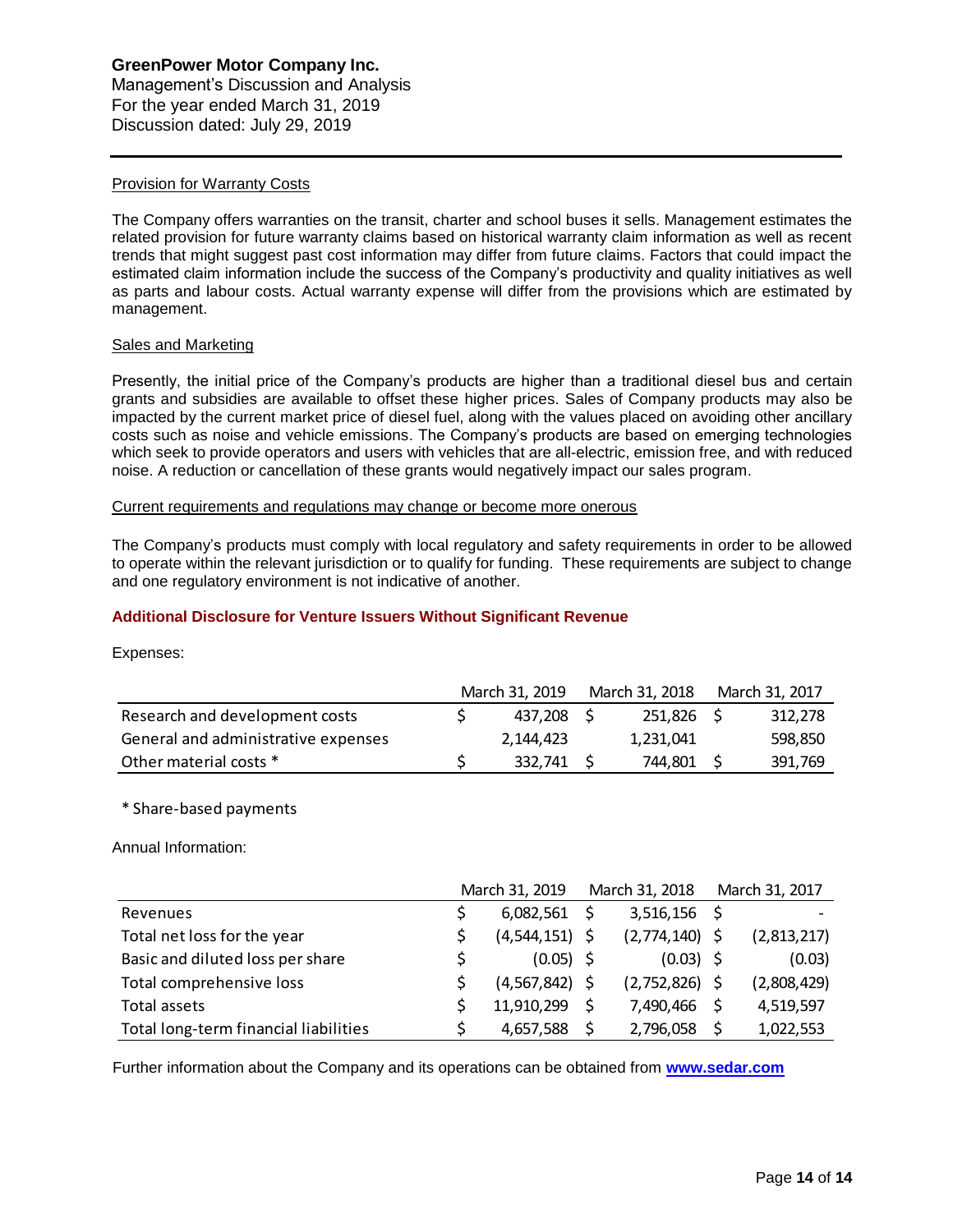Provision for Warranty Costs

The Company offers warranties on the transit, charter and school buses it sells. Management estimates the related provision for future warranty claims based on historical warranty claim information as well as recent trends that might suggest past cost information may differ from future claims. Factors that could impact the estimated claim information include the success of the Company's productivity and quality initiatives as well as parts and labour costs. Actual warranty expense will differ from the provisions which are estimated by management.

Sales and Marketing

Presently, the initial price of the Company's products are higher than a traditional diesel bus and certain grants and subsidies are available to offset these higher prices. Sales of Company products may also be impacted by the current market price of diesel fuel, along with the values placed on avoiding other ancillary costs such as noise and vehicle emissions. The Company's products are based on emerging technologies which seek to provide operators and users with vehicles that are all-electric, emission free, and with reduced noise. A reduction or cancellation of these grants would negatively impact our sales program.

Current requirements and regulations may change or become more onerous

The Company's products must comply with local regulatory and safety requirements in order to be allowed to operate within the relevant jurisdiction or to qualify for funding. These requirements are subject to change and one regulatory environment is not indicative of another.

## Additional Disclosure for Venture Issuers Without Significant Revenue

Expenses:

| | March 31, 2019 | March 31, 2018 | March 31, 2017 |
|---|---|---|---|
| Research and development costs | $ 437,208 | $ 251,826 | $ 312,278 |
| General and administrative expenses | 2,144,423 | 1,231,041 | 598,850 |
| Other material costs * | $ 332,741 | $ 744,801 | $ 391,769 |

\* Share-based payments

Annual Information:

| | March 31, 2019 | March 31, 2018 | March 31, 2017 |
|---|---|---|---|
| Revenues | $ 6,082,561 | $ 3,516,156 | $ - |
| Total net loss for the year | $ (4,544,151) | $ (2,774,140) | $ (2,813,217) |
| Basic and diluted loss per share | $ (0.05) | $ (0.03) | $ (0.03) |
| Total comprehensive loss | $ (4,567,842) | $ (2,752,826) | $ (2,808,429) |
| Total assets | $ 11,910,299 | $ 7,490,466 | $ 4,519,597 |
| Total long-term financial liabilities | $ 4,657,588 | $ 2,796,058 | $ 1,022,553 |

Further information about the Company and its operations can be obtained from **www.sedar.com**